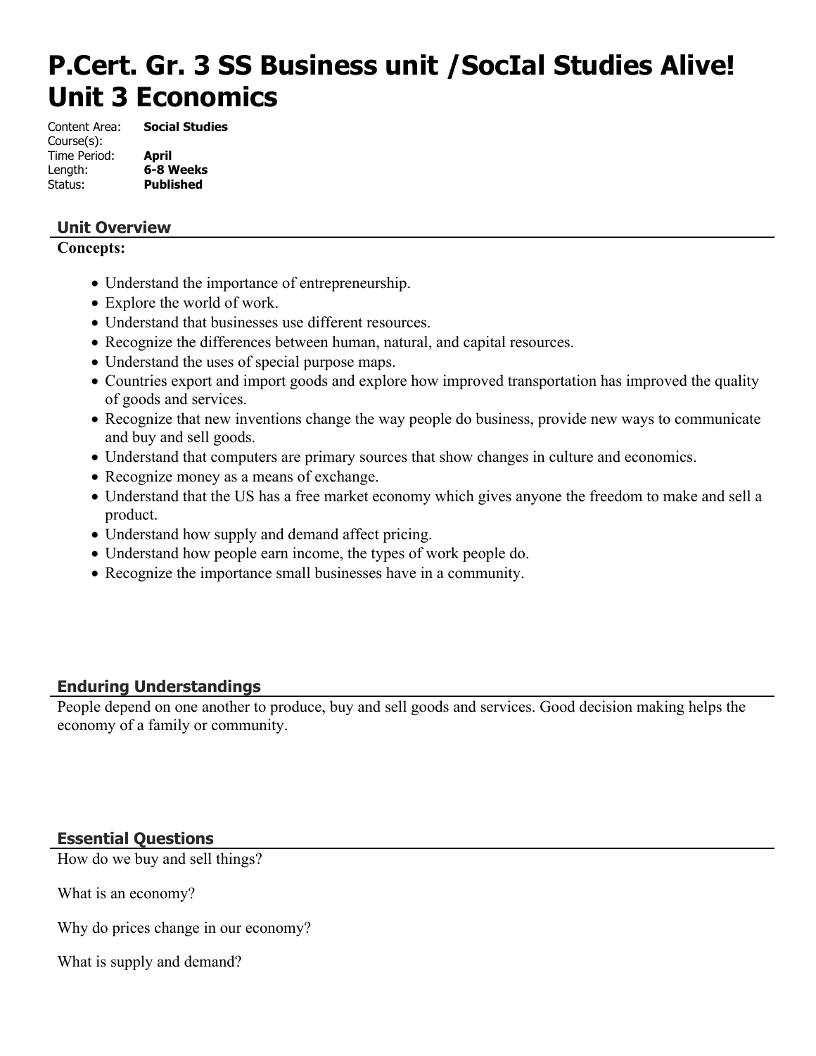# P.Cert. Gr. 3 SS Business unit /SocIal Studies Alive! Unit 3 Economics

Content Area: **Social Studies**
Course(s):
Time Period: **April**
Length: **6-8 Weeks**
Status: **Published**

## Unit Overview

**Concepts:**

- Understand the importance of entrepreneurship.
- Explore the world of work.
- Understand that businesses use different resources.
- Recognize the differences between human, natural, and capital resources.
- Understand the uses of special purpose maps.
- Countries export and import goods and explore how improved transportation has improved the quality of goods and services.
- Recognize that new inventions change the way people do business, provide new ways to communicate and buy and sell goods.
- Understand that computers are primary sources that show changes in culture and economics.
- Recognize money as a means of exchange.
- Understand that the US has a free market economy which gives anyone the freedom to make and sell a product.
- Understand how supply and demand affect pricing.
- Understand how people earn income, the types of work people do.
- Recognize the importance small businesses have in a community.

## Enduring Understandings

People depend on one another to produce, buy and sell goods and services. Good decision making helps the economy of a family or community.

## Essential Questions

How do we buy and sell things?

What is an economy?

Why do prices change in our economy?

What is supply and demand?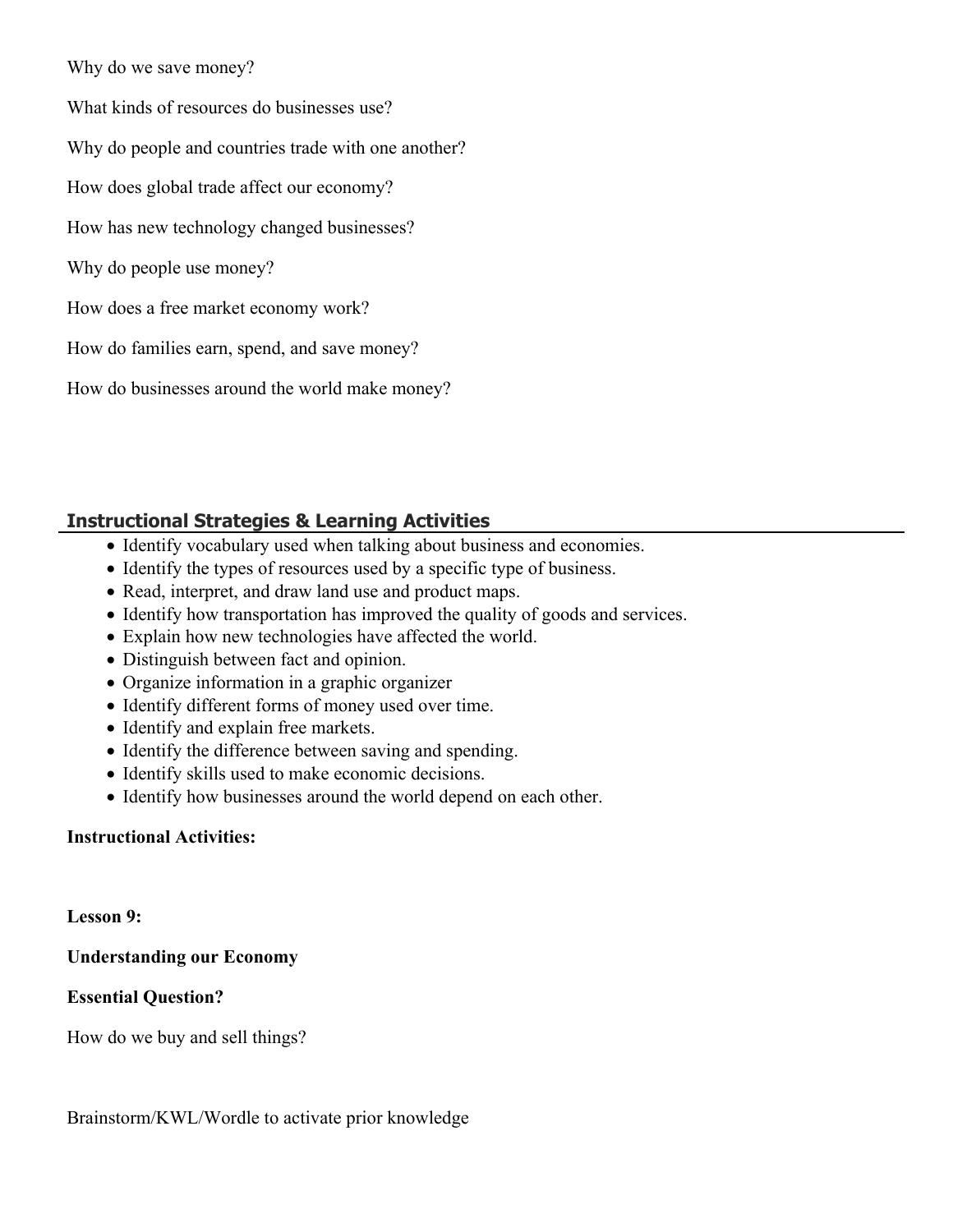Why do we save money?

What kinds of resources do businesses use?

Why do people and countries trade with one another?

How does global trade affect our economy?

How has new technology changed businesses?

Why do people use money?

How does a free market economy work?

How do families earn, spend, and save money?

How do businesses around the world make money?

## Instructional Strategies & Learning Activities

- Identify vocabulary used when talking about business and economies.
- Identify the types of resources used by a specific type of business.
- Read, interpret, and draw land use and product maps.
- Identify how transportation has improved the quality of goods and services.
- Explain how new technologies have affected the world.
- Distinguish between fact and opinion.
- Organize information in a graphic organizer
- Identify different forms of money used over time.
- Identify and explain free markets.
- Identify the difference between saving and spending.
- Identify skills used to make economic decisions.
- Identify how businesses around the world depend on each other.

**Instructional Activities:**

**Lesson 9:**

**Understanding our Economy**

**Essential Question?**

How do we buy and sell things?

Brainstorm/KWL/Wordle to activate prior knowledge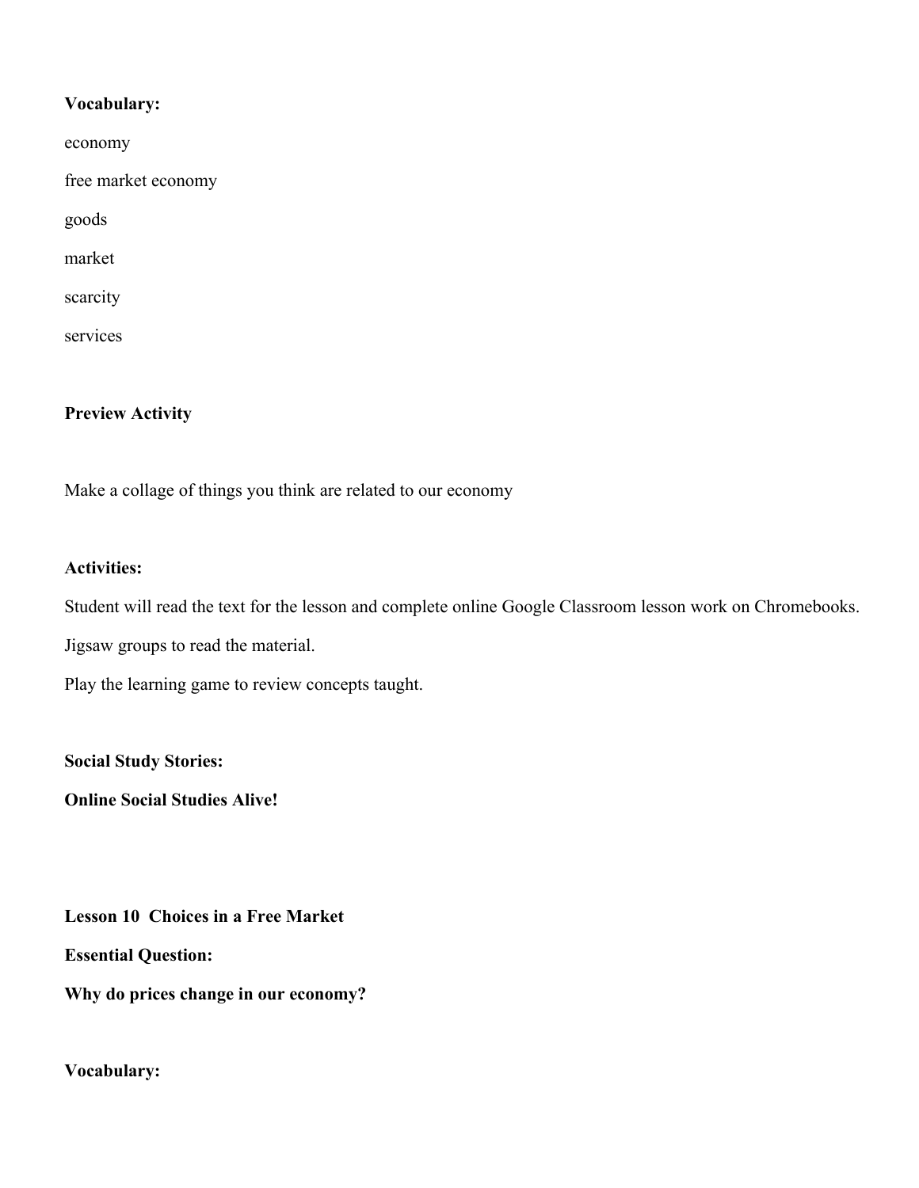**Vocabulary:**

economy

free market economy

goods

market

scarcity

services

**Preview Activity**

Make a collage of things you think are related to our economy

**Activities:**

Student will read the text for the lesson and complete online Google Classroom lesson work on Chromebooks.

Jigsaw groups to read the material.

Play the learning game to review concepts taught.

**Social Study Stories:**

**Online Social Studies Alive!**

**Lesson 10 Choices in a Free Market**

**Essential Question:**

**Why do prices change in our economy?**

**Vocabulary:**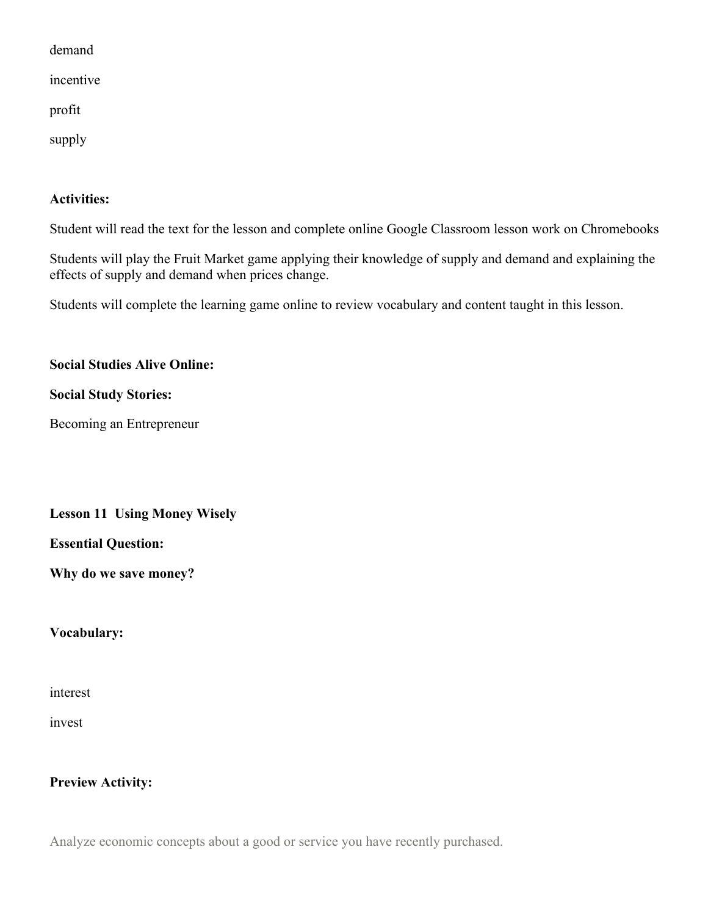demand

incentive

profit

supply

**Activities:**

Student will read the text for the lesson and complete online Google Classroom lesson work on Chromebooks

Students will play the Fruit Market game applying their knowledge of supply and demand and explaining the effects of supply and demand when prices change.

Students will complete the learning game online to review vocabulary and content taught in this lesson.

**Social Studies Alive Online:**

**Social Study Stories:**

Becoming an Entrepreneur

**Lesson 11 Using Money Wisely**

**Essential Question:**

**Why do we save money?**

**Vocabulary:**

interest

invest

**Preview Activity:**

Analyze economic concepts about a good or service you have recently purchased.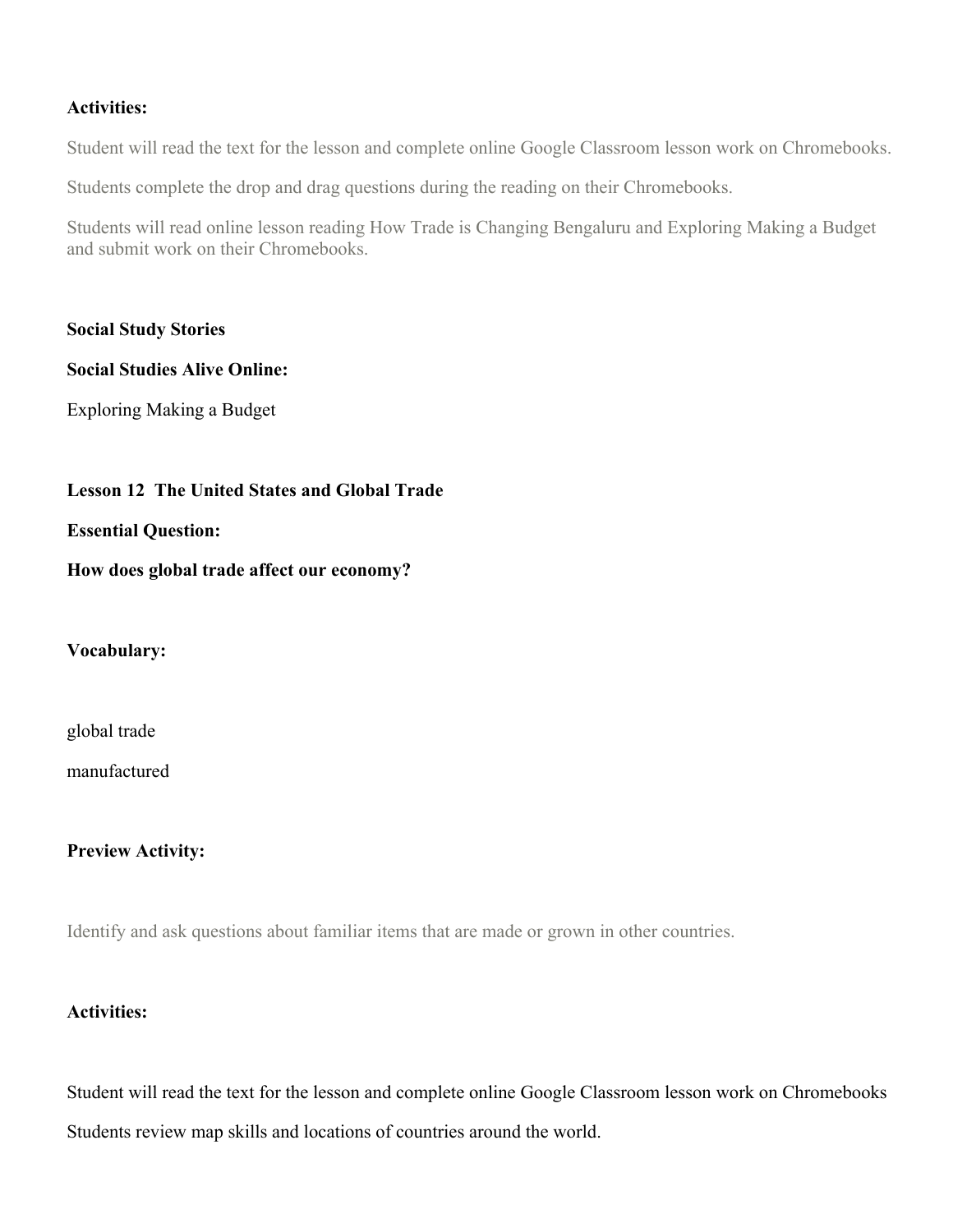**Activities:**

Student will read the text for the lesson and complete online Google Classroom lesson work on Chromebooks.

Students complete the drop and drag questions during the reading on their Chromebooks.

Students will read online lesson reading How Trade is Changing Bengaluru and Exploring Making a Budget and submit work on their Chromebooks.

**Social Study Stories**

**Social Studies Alive Online:**

Exploring Making a Budget

**Lesson 12 The United States and Global Trade**

**Essential Question:**

**How does global trade affect our economy?**

**Vocabulary:**

global trade

manufactured

**Preview Activity:**

Identify and ask questions about familiar items that are made or grown in other countries.

**Activities:**

Student will read the text for the lesson and complete online Google Classroom lesson work on Chromebooks

Students review map skills and locations of countries around the world.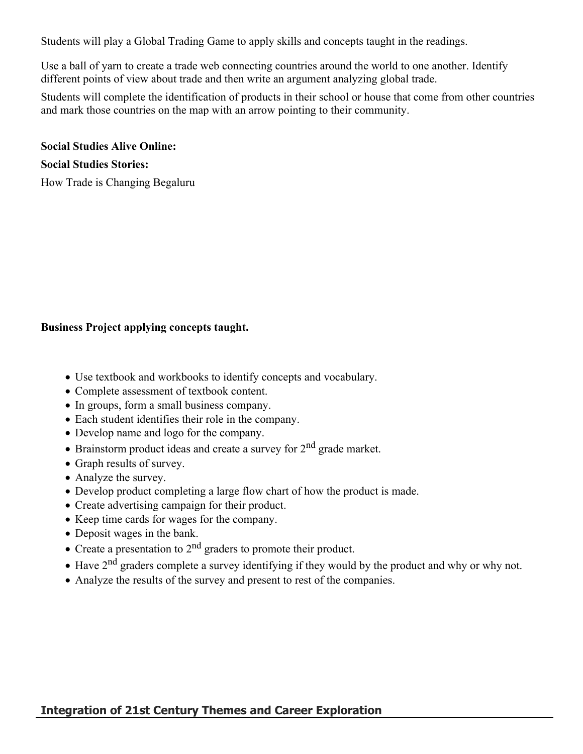Students will play a Global Trading Game to apply skills and concepts taught in the readings.

Use a ball of yarn to create a trade web connecting countries around the world to one another. Identify different points of view about trade and then write an argument analyzing global trade.

Students will complete the identification of products in their school or house that come from other countries and mark those countries on the map with an arrow pointing to their community.

**Social Studies Alive Online:**

**Social Studies Stories:**

How Trade is Changing Begaluru

**Business Project applying concepts taught.**

- Use textbook and workbooks to identify concepts and vocabulary.
- Complete assessment of textbook content.
- In groups, form a small business company.
- Each student identifies their role in the company.
- Develop name and logo for the company.
- Brainstorm product ideas and create a survey for 2nd grade market.
- Graph results of survey.
- Analyze the survey.
- Develop product completing a large flow chart of how the product is made.
- Create advertising campaign for their product.
- Keep time cards for wages for the company.
- Deposit wages in the bank.
- Create a presentation to 2nd graders to promote their product.
- Have 2nd graders complete a survey identifying if they would by the product and why or why not.
- Analyze the results of the survey and present to rest of the companies.

## Integration of 21st Century Themes and Career Exploration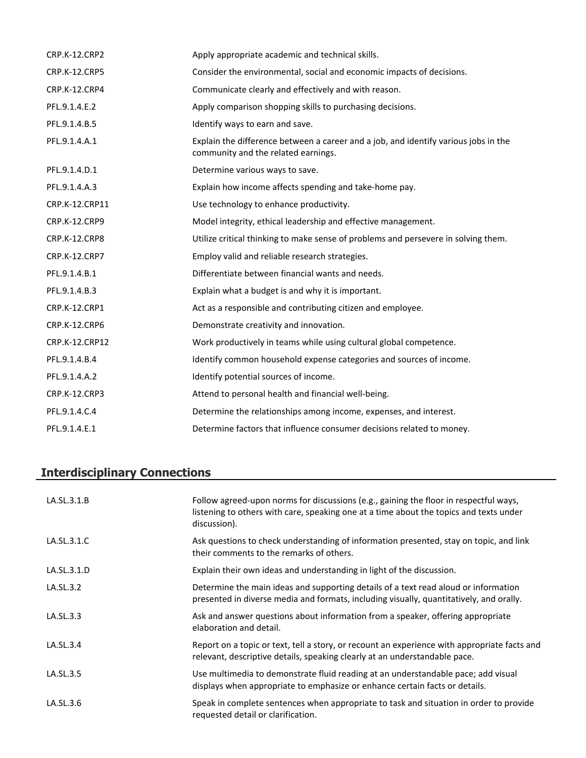| | |
|---|---|
| CRP.K-12.CRP2 | Apply appropriate academic and technical skills. |
| CRP.K-12.CRP5 | Consider the environmental, social and economic impacts of decisions. |
| CRP.K-12.CRP4 | Communicate clearly and effectively and with reason. |
| PFL.9.1.4.E.2 | Apply comparison shopping skills to purchasing decisions. |
| PFL.9.1.4.B.5 | Identify ways to earn and save. |
| PFL.9.1.4.A.1 | Explain the difference between a career and a job, and identify various jobs in the community and the related earnings. |
| PFL.9.1.4.D.1 | Determine various ways to save. |
| PFL.9.1.4.A.3 | Explain how income affects spending and take-home pay. |
| CRP.K-12.CRP11 | Use technology to enhance productivity. |
| CRP.K-12.CRP9 | Model integrity, ethical leadership and effective management. |
| CRP.K-12.CRP8 | Utilize critical thinking to make sense of problems and persevere in solving them. |
| CRP.K-12.CRP7 | Employ valid and reliable research strategies. |
| PFL.9.1.4.B.1 | Differentiate between financial wants and needs. |
| PFL.9.1.4.B.3 | Explain what a budget is and why it is important. |
| CRP.K-12.CRP1 | Act as a responsible and contributing citizen and employee. |
| CRP.K-12.CRP6 | Demonstrate creativity and innovation. |
| CRP.K-12.CRP12 | Work productively in teams while using cultural global competence. |
| PFL.9.1.4.B.4 | Identify common household expense categories and sources of income. |
| PFL.9.1.4.A.2 | Identify potential sources of income. |
| CRP.K-12.CRP3 | Attend to personal health and financial well-being. |
| PFL.9.1.4.C.4 | Determine the relationships among income, expenses, and interest. |
| PFL.9.1.4.E.1 | Determine factors that influence consumer decisions related to money. |

## Interdisciplinary Connections

| | |
|---|---|
| LA.SL.3.1.B | Follow agreed-upon norms for discussions (e.g., gaining the floor in respectful ways, listening to others with care, speaking one at a time about the topics and texts under discussion). |
| LA.SL.3.1.C | Ask questions to check understanding of information presented, stay on topic, and link their comments to the remarks of others. |
| LA.SL.3.1.D | Explain their own ideas and understanding in light of the discussion. |
| LA.SL.3.2 | Determine the main ideas and supporting details of a text read aloud or information presented in diverse media and formats, including visually, quantitatively, and orally. |
| LA.SL.3.3 | Ask and answer questions about information from a speaker, offering appropriate elaboration and detail. |
| LA.SL.3.4 | Report on a topic or text, tell a story, or recount an experience with appropriate facts and relevant, descriptive details, speaking clearly at an understandable pace. |
| LA.SL.3.5 | Use multimedia to demonstrate fluid reading at an understandable pace; add visual displays when appropriate to emphasize or enhance certain facts or details. |
| LA.SL.3.6 | Speak in complete sentences when appropriate to task and situation in order to provide requested detail or clarification. |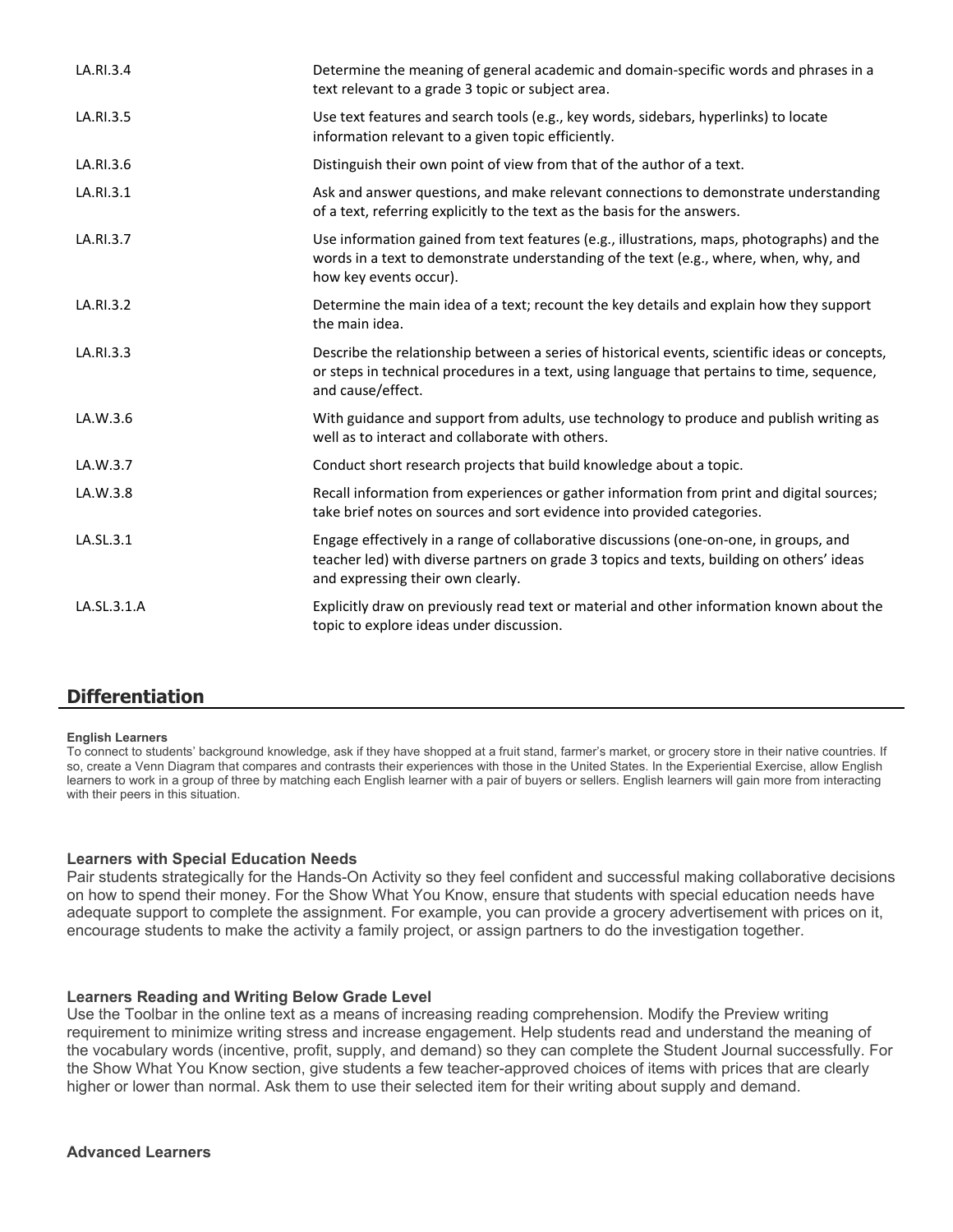| | |
|---|---|
| LA.RI.3.4 | Determine the meaning of general academic and domain-specific words and phrases in a text relevant to a grade 3 topic or subject area. |
| LA.RI.3.5 | Use text features and search tools (e.g., key words, sidebars, hyperlinks) to locate information relevant to a given topic efficiently. |
| LA.RI.3.6 | Distinguish their own point of view from that of the author of a text. |
| LA.RI.3.1 | Ask and answer questions, and make relevant connections to demonstrate understanding of a text, referring explicitly to the text as the basis for the answers. |
| LA.RI.3.7 | Use information gained from text features (e.g., illustrations, maps, photographs) and the words in a text to demonstrate understanding of the text (e.g., where, when, why, and how key events occur). |
| LA.RI.3.2 | Determine the main idea of a text; recount the key details and explain how they support the main idea. |
| LA.RI.3.3 | Describe the relationship between a series of historical events, scientific ideas or concepts, or steps in technical procedures in a text, using language that pertains to time, sequence, and cause/effect. |
| LA.W.3.6 | With guidance and support from adults, use technology to produce and publish writing as well as to interact and collaborate with others. |
| LA.W.3.7 | Conduct short research projects that build knowledge about a topic. |
| LA.W.3.8 | Recall information from experiences or gather information from print and digital sources; take brief notes on sources and sort evidence into provided categories. |
| LA.SL.3.1 | Engage effectively in a range of collaborative discussions (one-on-one, in groups, and teacher led) with diverse partners on grade 3 topics and texts, building on others' ideas and expressing their own clearly. |
| LA.SL.3.1.A | Explicitly draw on previously read text or material and other information known about the topic to explore ideas under discussion. |

## Differentiation

**English Learners**

To connect to students' background knowledge, ask if they have shopped at a fruit stand, farmer's market, or grocery store in their native countries. If so, create a Venn Diagram that compares and contrasts their experiences with those in the United States. In the Experiential Exercise, allow English learners to work in a group of three by matching each English learner with a pair of buyers or sellers. English learners will gain more from interacting with their peers in this situation.

**Learners with Special Education Needs**

Pair students strategically for the Hands-On Activity so they feel confident and successful making collaborative decisions on how to spend their money. For the Show What You Know, ensure that students with special education needs have adequate support to complete the assignment. For example, you can provide a grocery advertisement with prices on it, encourage students to make the activity a family project, or assign partners to do the investigation together.

**Learners Reading and Writing Below Grade Level**

Use the Toolbar in the online text as a means of increasing reading comprehension. Modify the Preview writing requirement to minimize writing stress and increase engagement. Help students read and understand the meaning of the vocabulary words (incentive, profit, supply, and demand) so they can complete the Student Journal successfully. For the Show What You Know section, give students a few teacher-approved choices of items with prices that are clearly higher or lower than normal. Ask them to use their selected item for their writing about supply and demand.

**Advanced Learners**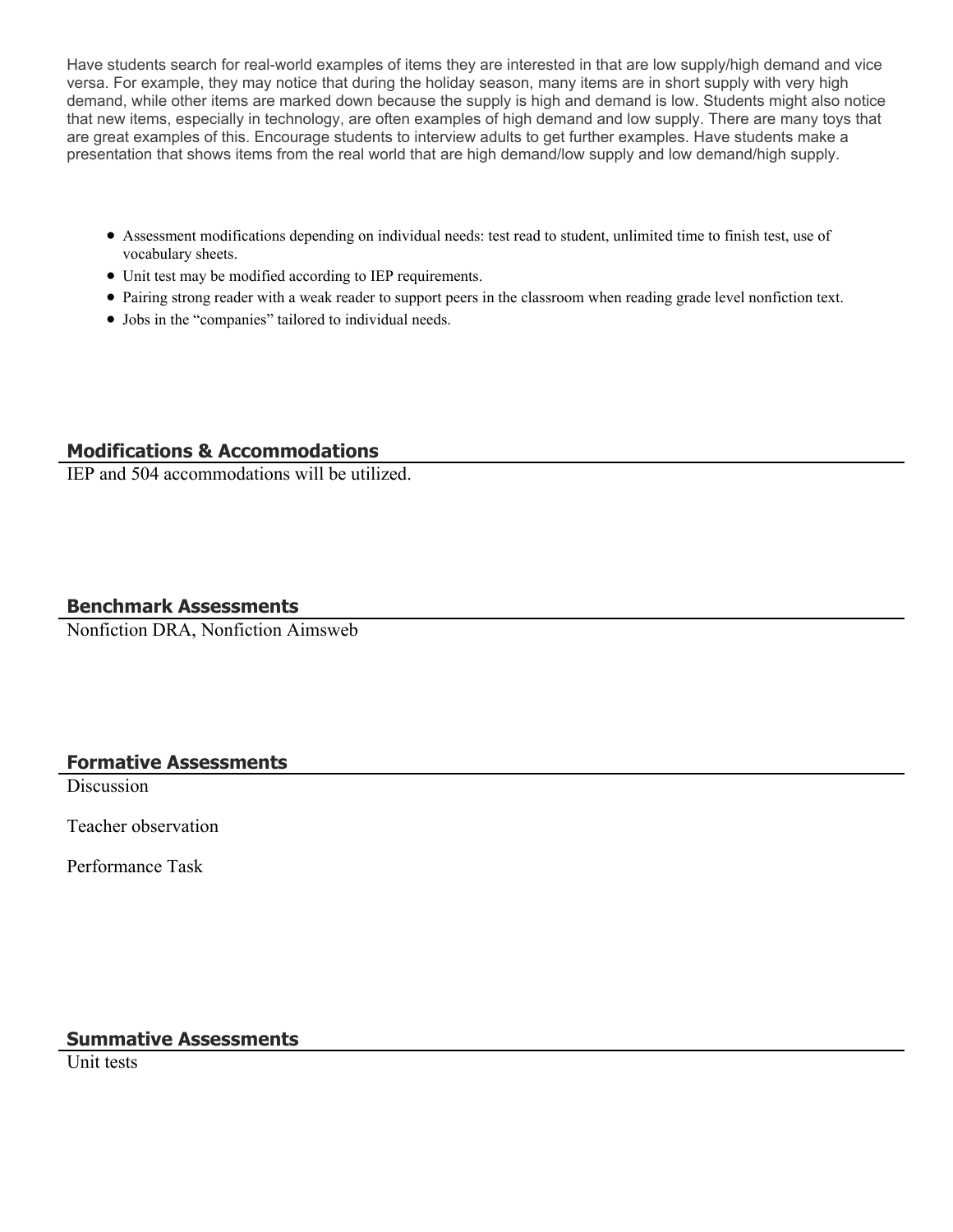Have students search for real-world examples of items they are interested in that are low supply/high demand and vice versa. For example, they may notice that during the holiday season, many items are in short supply with very high demand, while other items are marked down because the supply is high and demand is low. Students might also notice that new items, especially in technology, are often examples of high demand and low supply. There are many toys that are great examples of this. Encourage students to interview adults to get further examples. Have students make a presentation that shows items from the real world that are high demand/low supply and low demand/high supply.

- Assessment modifications depending on individual needs: test read to student, unlimited time to finish test, use of vocabulary sheets.
- Unit test may be modified according to IEP requirements.
- Pairing strong reader with a weak reader to support peers in the classroom when reading grade level nonfiction text.
- Jobs in the "companies" tailored to individual needs.

## Modifications & Accommodations

IEP and 504 accommodations will be utilized.

## Benchmark Assessments

Nonfiction DRA, Nonfiction Aimsweb

## Formative Assessments

Discussion

Teacher observation

Performance Task

## Summative Assessments

Unit tests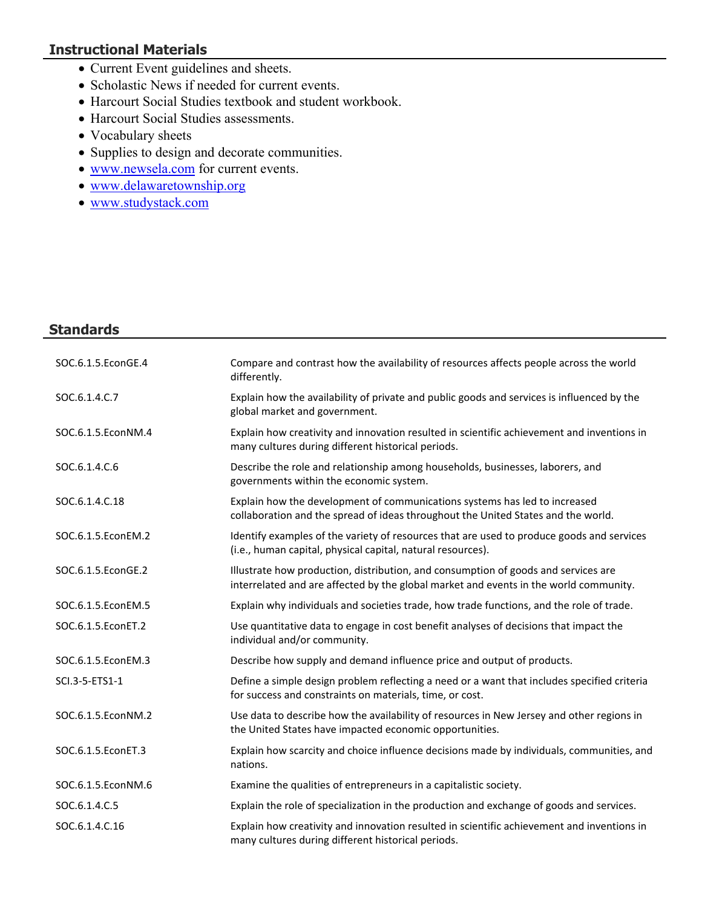## Instructional Materials

- Current Event guidelines and sheets.
- Scholastic News if needed for current events.
- Harcourt Social Studies textbook and student workbook.
- Harcourt Social Studies assessments.
- Vocabulary sheets
- Supplies to design and decorate communities.
- www.newsela.com for current events.
- www.delawaretownship.org
- www.studystack.com

## Standards

| | |
|---|---|
| SOC.6.1.5.EconGE.4 | Compare and contrast how the availability of resources affects people across the world differently. |
| SOC.6.1.4.C.7 | Explain how the availability of private and public goods and services is influenced by the global market and government. |
| SOC.6.1.5.EconNM.4 | Explain how creativity and innovation resulted in scientific achievement and inventions in many cultures during different historical periods. |
| SOC.6.1.4.C.6 | Describe the role and relationship among households, businesses, laborers, and governments within the economic system. |
| SOC.6.1.4.C.18 | Explain how the development of communications systems has led to increased collaboration and the spread of ideas throughout the United States and the world. |
| SOC.6.1.5.EconEM.2 | Identify examples of the variety of resources that are used to produce goods and services (i.e., human capital, physical capital, natural resources). |
| SOC.6.1.5.EconGE.2 | Illustrate how production, distribution, and consumption of goods and services are interrelated and are affected by the global market and events in the world community. |
| SOC.6.1.5.EconEM.5 | Explain why individuals and societies trade, how trade functions, and the role of trade. |
| SOC.6.1.5.EconET.2 | Use quantitative data to engage in cost benefit analyses of decisions that impact the individual and/or community. |
| SOC.6.1.5.EconEM.3 | Describe how supply and demand influence price and output of products. |
| SCI.3-5-ETS1-1 | Define a simple design problem reflecting a need or a want that includes specified criteria for success and constraints on materials, time, or cost. |
| SOC.6.1.5.EconNM.2 | Use data to describe how the availability of resources in New Jersey and other regions in the United States have impacted economic opportunities. |
| SOC.6.1.5.EconET.3 | Explain how scarcity and choice influence decisions made by individuals, communities, and nations. |
| SOC.6.1.5.EconNM.6 | Examine the qualities of entrepreneurs in a capitalistic society. |
| SOC.6.1.4.C.5 | Explain the role of specialization in the production and exchange of goods and services. |
| SOC.6.1.4.C.16 | Explain how creativity and innovation resulted in scientific achievement and inventions in many cultures during different historical periods. |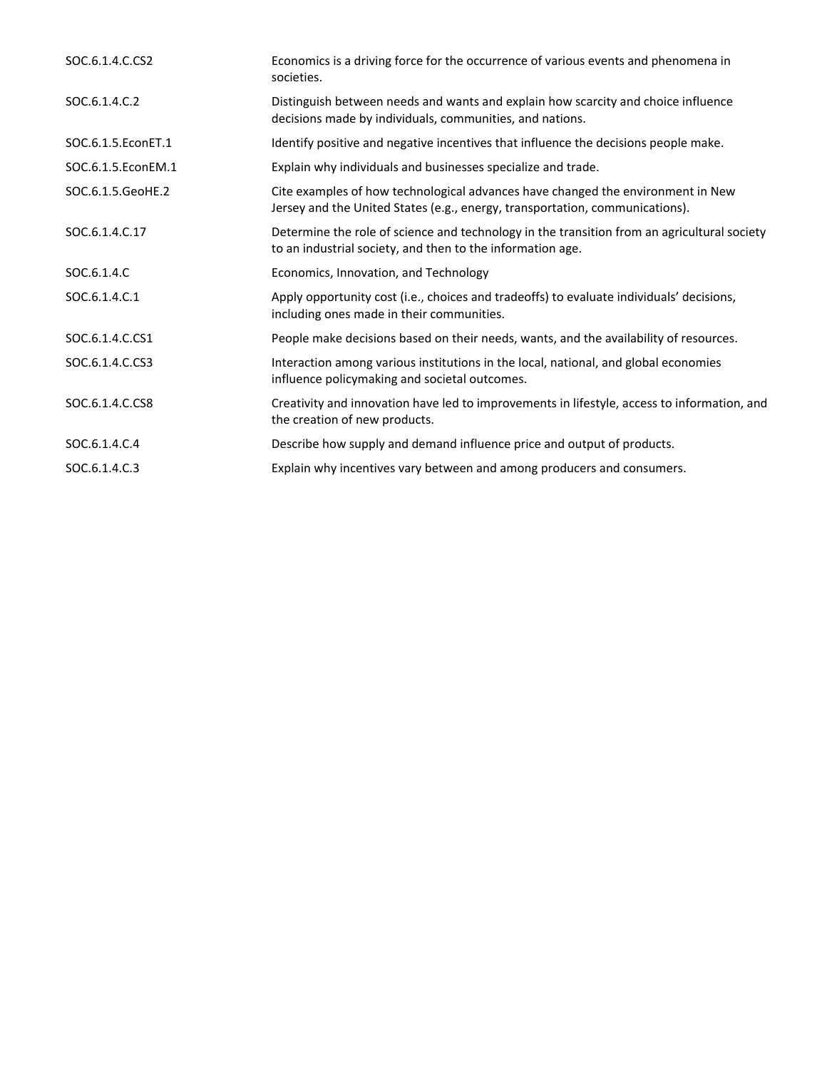| | |
|---|---|
| SOC.6.1.4.C.CS2 | Economics is a driving force for the occurrence of various events and phenomena in societies. |
| SOC.6.1.4.C.2 | Distinguish between needs and wants and explain how scarcity and choice influence decisions made by individuals, communities, and nations. |
| SOC.6.1.5.EconET.1 | Identify positive and negative incentives that influence the decisions people make. |
| SOC.6.1.5.EconEM.1 | Explain why individuals and businesses specialize and trade. |
| SOC.6.1.5.GeoHE.2 | Cite examples of how technological advances have changed the environment in New Jersey and the United States (e.g., energy, transportation, communications). |
| SOC.6.1.4.C.17 | Determine the role of science and technology in the transition from an agricultural society to an industrial society, and then to the information age. |
| SOC.6.1.4.C | Economics, Innovation, and Technology |
| SOC.6.1.4.C.1 | Apply opportunity cost (i.e., choices and tradeoffs) to evaluate individuals' decisions, including ones made in their communities. |
| SOC.6.1.4.C.CS1 | People make decisions based on their needs, wants, and the availability of resources. |
| SOC.6.1.4.C.CS3 | Interaction among various institutions in the local, national, and global economies influence policymaking and societal outcomes. |
| SOC.6.1.4.C.CS8 | Creativity and innovation have led to improvements in lifestyle, access to information, and the creation of new products. |
| SOC.6.1.4.C.4 | Describe how supply and demand influence price and output of products. |
| SOC.6.1.4.C.3 | Explain why incentives vary between and among producers and consumers. |